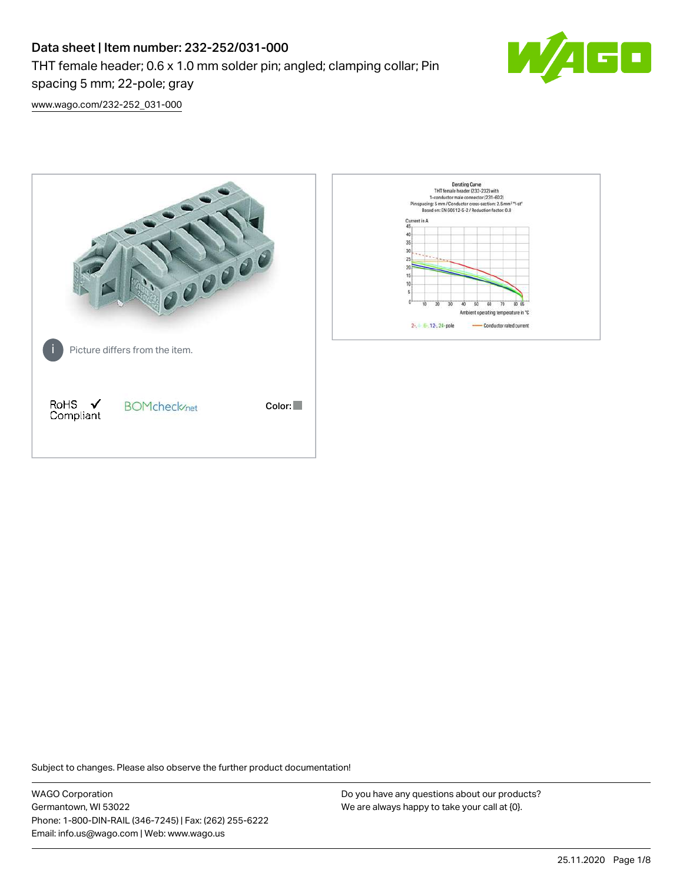# Data sheet | Item number: 232-252/031-000

THT female header; 0.6 x 1.0 mm solder pin; angled; clamping collar; Pin spacing 5 mm; 22-pole; gray

www.wago.com/232-252_031-000

Picture differs from the item.

RoHS Compliant

BOMcheck.net

Color:

Derating Curve
THT female header (232-232) with
1-conductor male connector (231-602)
Pin spacing: 5 mm / Conductor cross-section: 2.5mm² "f-st"
Based on: EN 60512-5-2 / Reduction factor: 0.8

Current in A

Ambient operating temperature in °C

2-, 4-, 6-, 12-, 24-pole — Conductor rated current

Subject to changes. Please also observe the further product documentation!

WAGO Corporation
Germantown, WI 53022
Phone: 1-800-DIN-RAIL (346-7245) | Fax: (262) 255-6222
Email: info.us@wago.com | Web: www.wago.us

Do you have any questions about our products?
We are always happy to take your call at {0}.

25.11.2020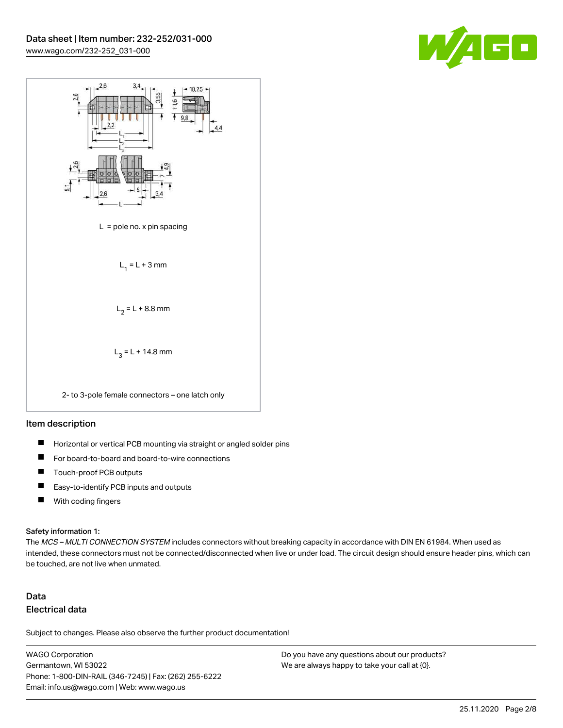L = pole no. x pin spacing

$L_1 = L + 3$ mm

$L_2 = L + 8.8$ mm

$L_3 = L + 14.8$ mm

2- to 3-pole female connectors – one latch only

## Item description

- Horizontal or vertical PCB mounting via straight or angled solder pins
- For board-to-board and board-to-wire connections
- Touch-proof PCB outputs
- Easy-to-identify PCB inputs and outputs
- With coding fingers

**Safety information 1:**
The *MCS – MULTI CONNECTION SYSTEM* includes connectors without breaking capacity in accordance with DIN EN 61984. When used as intended, these connectors must not be connected/disconnected when live or under load. The circuit design should ensure header pins, which can be touched, are not live when unmated.

## Data

### Electrical data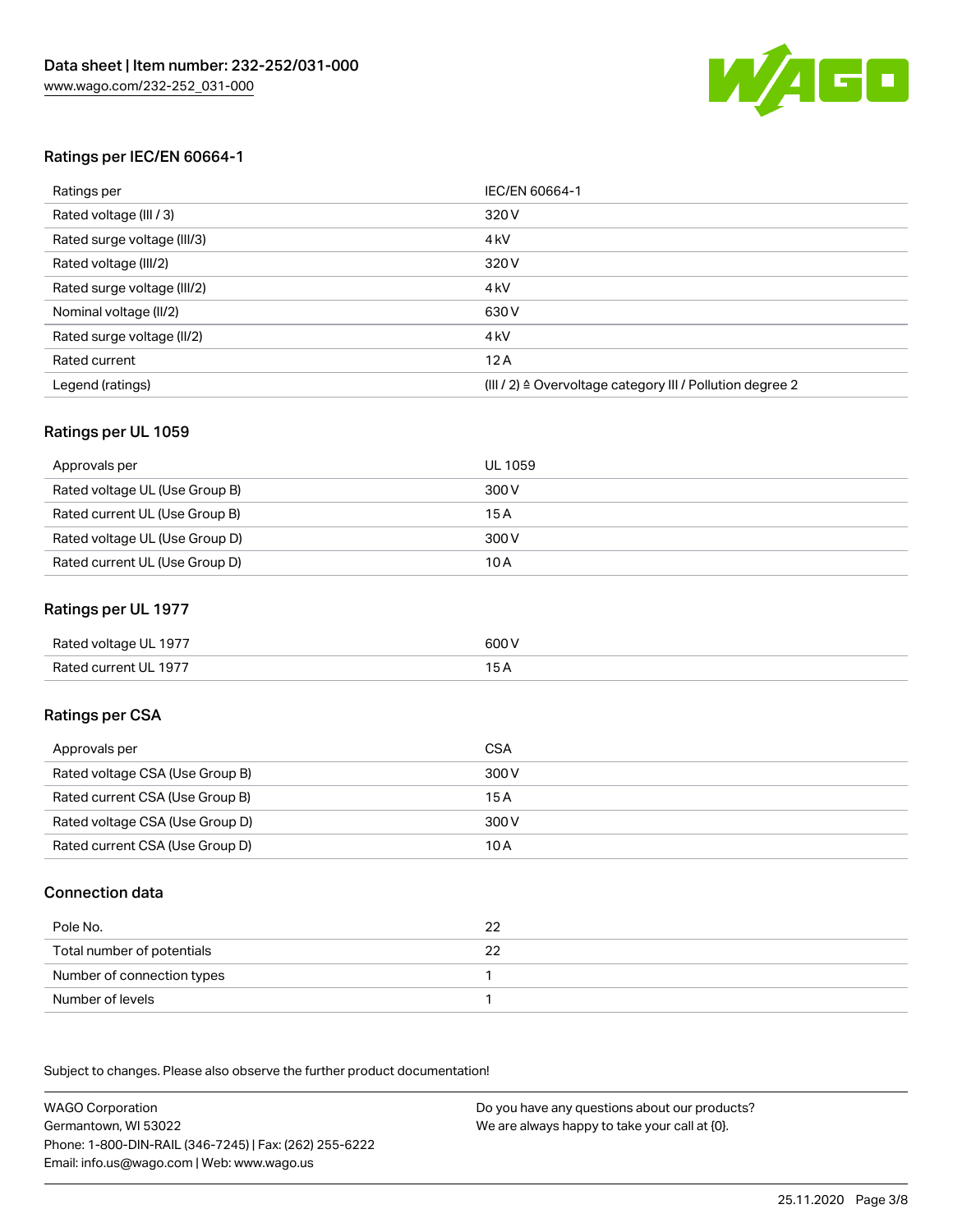## Ratings per IEC/EN 60664-1

| Ratings per | IEC/EN 60664-1 |
| --- | --- |
| Rated voltage (III / 3) | 320 V |
| Rated surge voltage (III/3) | 4 kV |
| Rated voltage (III/2) | 320 V |
| Rated surge voltage (III/2) | 4 kV |
| Nominal voltage (II/2) | 630 V |
| Rated surge voltage (II/2) | 4 kV |
| Rated current | 12 A |
| Legend (ratings) | (III / 2) ≙ Overvoltage category III / Pollution degree 2 |

## Ratings per UL 1059

| Approvals per | UL 1059 |
| --- | --- |
| Rated voltage UL (Use Group B) | 300 V |
| Rated current UL (Use Group B) | 15 A |
| Rated voltage UL (Use Group D) | 300 V |
| Rated current UL (Use Group D) | 10 A |

## Ratings per UL 1977

| Rated voltage UL 1977 | 600 V |
| --- | --- |
| Rated current UL 1977 | 15 A |

## Ratings per CSA

| Approvals per | CSA |
| --- | --- |
| Rated voltage CSA (Use Group B) | 300 V |
| Rated current CSA (Use Group B) | 15 A |
| Rated voltage CSA (Use Group D) | 300 V |
| Rated current CSA (Use Group D) | 10 A |

## Connection data

| Pole No. | 22 |
| --- | --- |
| Total number of potentials | 22 |
| Number of connection types | 1 |
| Number of levels | 1 |

Subject to changes. Please also observe the further product documentation!

WAGO Corporation
Germantown, WI 53022
Phone: 1-800-DIN-RAIL (346-7245) | Fax: (262) 255-6222
Email: info.us@wago.com | Web: www.wago.us

Do you have any questions about our products?
We are always happy to take your call at {0}.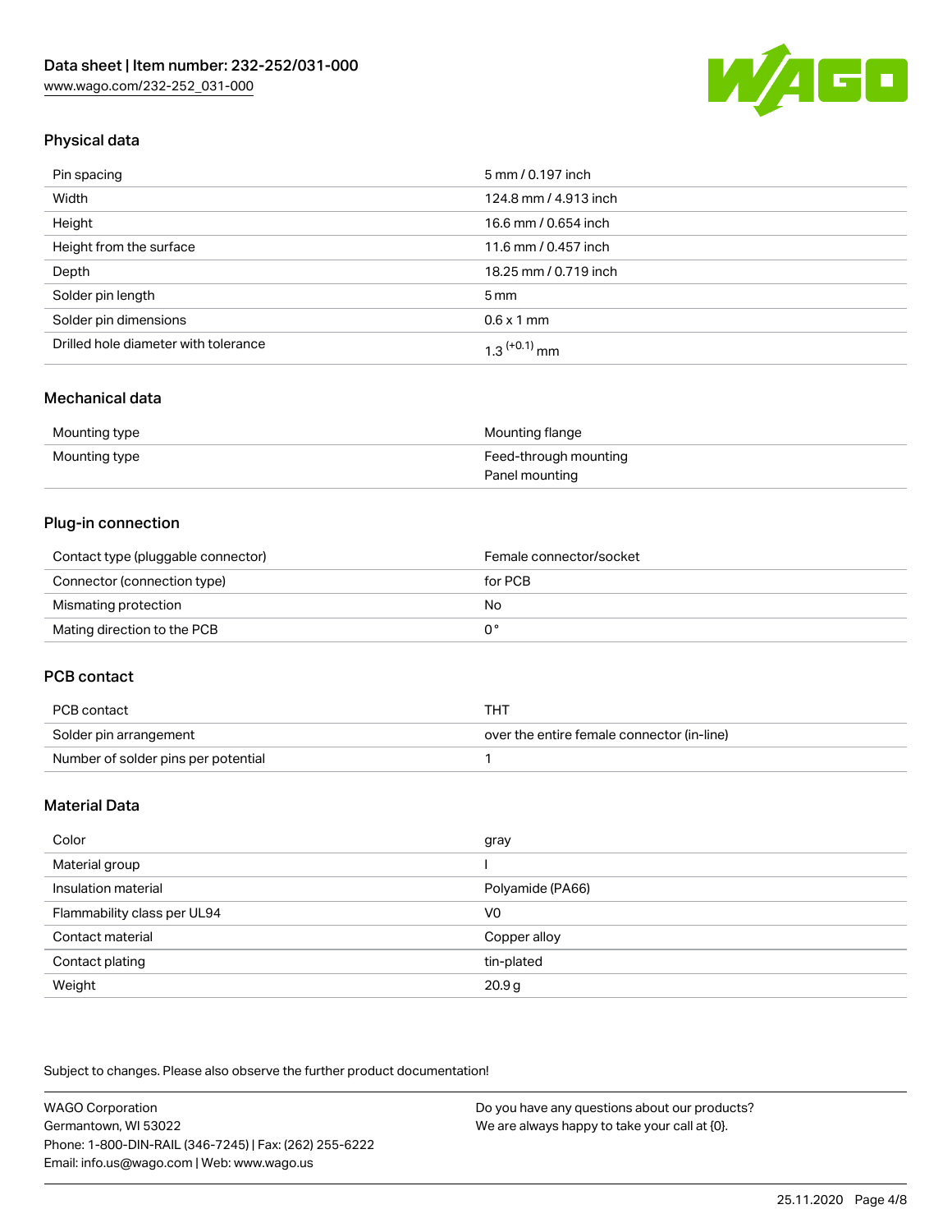## Physical data

| | |
|---|---|
| Pin spacing | 5 mm / 0.197 inch |
| Width | 124.8 mm / 4.913 inch |
| Height | 16.6 mm / 0.654 inch |
| Height from the surface | 11.6 mm / 0.457 inch |
| Depth | 18.25 mm / 0.719 inch |
| Solder pin length | 5 mm |
| Solder pin dimensions | 0.6 x 1 mm |
| Drilled hole diameter with tolerance | $1.3^{(+0.1)}$ mm |

## Mechanical data

| | |
|---|---|
| Mounting type | Mounting flange |
| Mounting type | Feed-through mounting<br>Panel mounting |

## Plug-in connection

| | |
|---|---|
| Contact type (pluggable connector) | Female connector/socket |
| Connector (connection type) | for PCB |
| Mismating protection | No |
| Mating direction to the PCB | 0 ° |

## PCB contact

| | |
|---|---|
| PCB contact | THT |
| Solder pin arrangement | over the entire female connector (in-line) |
| Number of solder pins per potential | 1 |

## Material Data

| | |
|---|---|
| Color | gray |
| Material group | I |
| Insulation material | Polyamide (PA66) |
| Flammability class per UL94 | V0 |
| Contact material | Copper alloy |
| Contact plating | tin-plated |
| Weight | 20.9 g |

Subject to changes. Please also observe the further product documentation!

WAGO Corporation
Germantown, WI 53022
Phone: 1-800-DIN-RAIL (346-7245) | Fax: (262) 255-6222
Email: info.us@wago.com | Web: www.wago.us

Do you have any questions about our products?
We are always happy to take your call at {0}.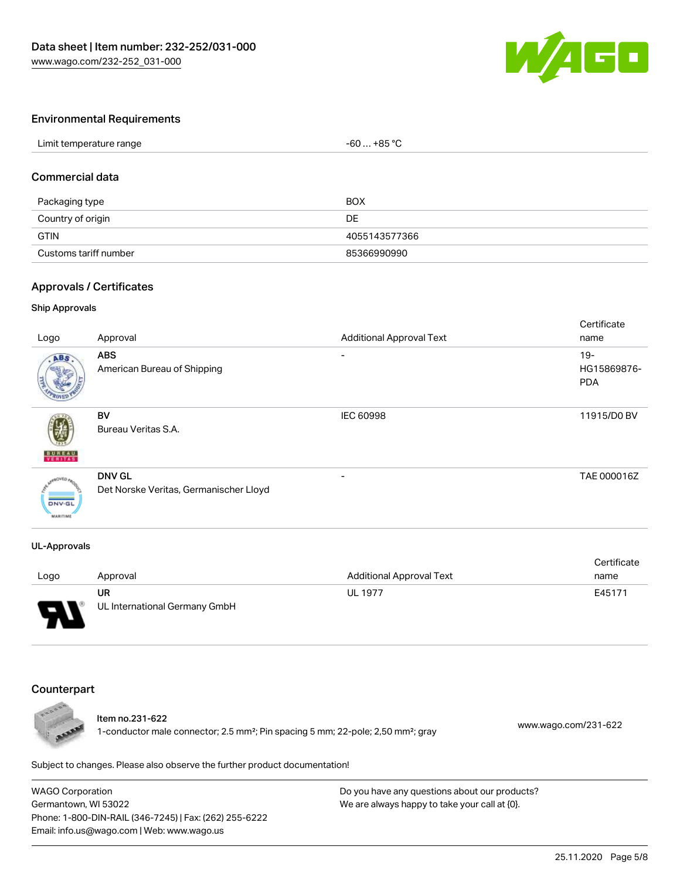## Environmental Requirements

| Limit temperature range | -60 … +85 °C |
|---|---|

## Commercial data

| Packaging type | BOX |
|---|---|
| Country of origin | DE |
| GTIN | 4055143577366 |
| Customs tariff number | 85366990990 |

## Approvals / Certificates

### Ship Approvals

| Logo | Approval | Additional Approval Text | Certificate name |
|---|---|---|---|
| | **ABS** American Bureau of Shipping | - | 19-HG15869876-PDA |
| | **BV** Bureau Veritas S.A. | IEC 60998 | 11915/D0 BV |
| | **DNV GL** Det Norske Veritas, Germanischer Lloyd | - | TAE 000016Z |

### UL-Approvals

| Logo | Approval | Additional Approval Text | Certificate name |
|---|---|---|---|
| | **UR** UL International Germany GmbH | UL 1977 | E45171 |

## Counterpart

**Item no.231-622**
1-conductor male connector; 2.5 mm²; Pin spacing 5 mm; 22-pole; 2,50 mm²; gray
www.wago.com/231-622

Subject to changes. Please also observe the further product documentation!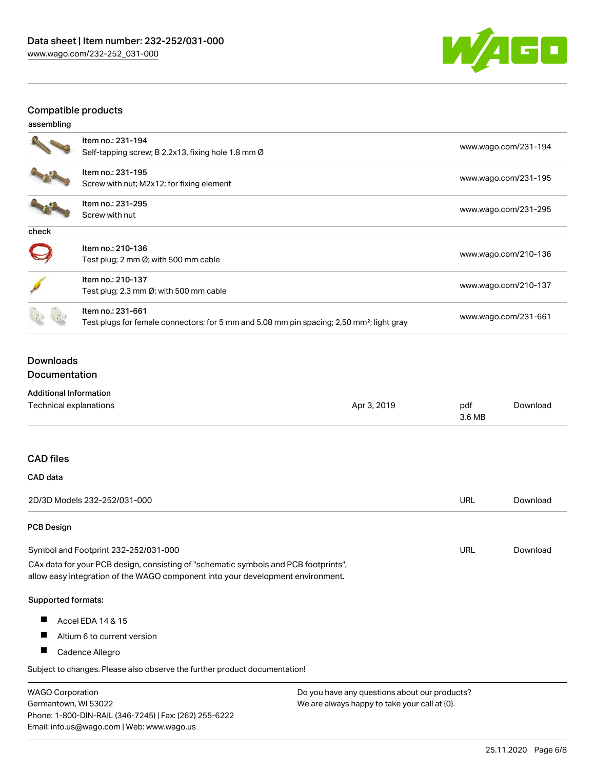## Compatible products

### assembling

| | | |
|---|---|---|
| | Item no.: 231-194<br>Self-tapping screw; B 2.2x13, fixing hole 1.8 mm Ø | www.wago.com/231-194 |
| | Item no.: 231-195<br>Screw with nut; M2x12; for fixing element | www.wago.com/231-195 |
| | Item no.: 231-295<br>Screw with nut | www.wago.com/231-295 |

### check

| | | |
|---|---|---|
| | Item no.: 210-136<br>Test plug; 2 mm Ø; with 500 mm cable | www.wago.com/210-136 |
| | Item no.: 210-137<br>Test plug; 2.3 mm Ø; with 500 mm cable | www.wago.com/210-137 |
| | Item no.: 231-661<br>Test plugs for female connectors; for 5 mm and 5.08 mm pin spacing; 2,50 mm²; light gray | www.wago.com/231-661 |

## Downloads

### Documentation

**Additional Information**

| | | | |
|---|---|---|---|
| Technical explanations | Apr 3, 2019 | pdf<br>3.6 MB | Download |

## CAD files

### CAD data

| | | |
|---|---|---|
| 2D/3D Models 232-252/031-000 | URL | Download |

### PCB Design

| | | |
|---|---|---|
| Symbol and Footprint 232-252/031-000 | URL | Download |

CAx data for your PCB design, consisting of "schematic symbols and PCB footprints", allow easy integration of the WAGO component into your development environment.

**Supported formats:**

- Accel EDA 14 & 15
- Altium 6 to current version
- Cadence Allegro

Subject to changes. Please also observe the further product documentation!

WAGO Corporation
Germantown, WI 53022
Phone: 1-800-DIN-RAIL (346-7245) | Fax: (262) 255-6222
Email: info.us@wago.com | Web: www.wago.us

Do you have any questions about our products?
We are always happy to take your call at {0}.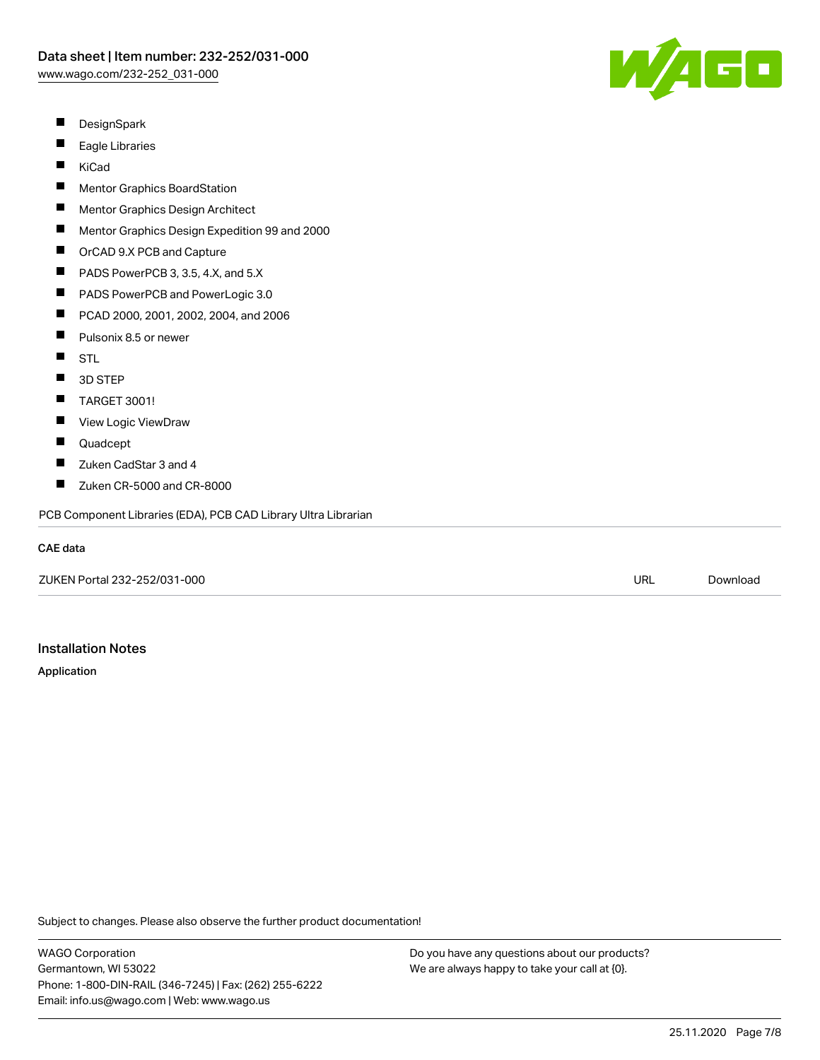- DesignSpark
- Eagle Libraries
- KiCad
- Mentor Graphics BoardStation
- Mentor Graphics Design Architect
- Mentor Graphics Design Expedition 99 and 2000
- OrCAD 9.X PCB and Capture
- PADS PowerPCB 3, 3.5, 4.X, and 5.X
- PADS PowerPCB and PowerLogic 3.0
- PCAD 2000, 2001, 2002, 2004, and 2006
- Pulsonix 8.5 or newer
- STL
- 3D STEP
- TARGET 3001!
- View Logic ViewDraw
- Quadcept
- Zuken CadStar 3 and 4
- Zuken CR-5000 and CR-8000

PCB Component Libraries (EDA), PCB CAD Library Ultra Librarian

**CAE data**

| ZUKEN Portal 232-252/031-000 | URL | Download |
| --- | --- | --- |

## Installation Notes

**Application**

Subject to changes. Please also observe the further product documentation!

WAGO Corporation
Germantown, WI 53022
Phone: 1-800-DIN-RAIL (346-7245) | Fax: (262) 255-6222
Email: info.us@wago.com | Web: www.wago.us

Do you have any questions about our products?
We are always happy to take your call at {0}.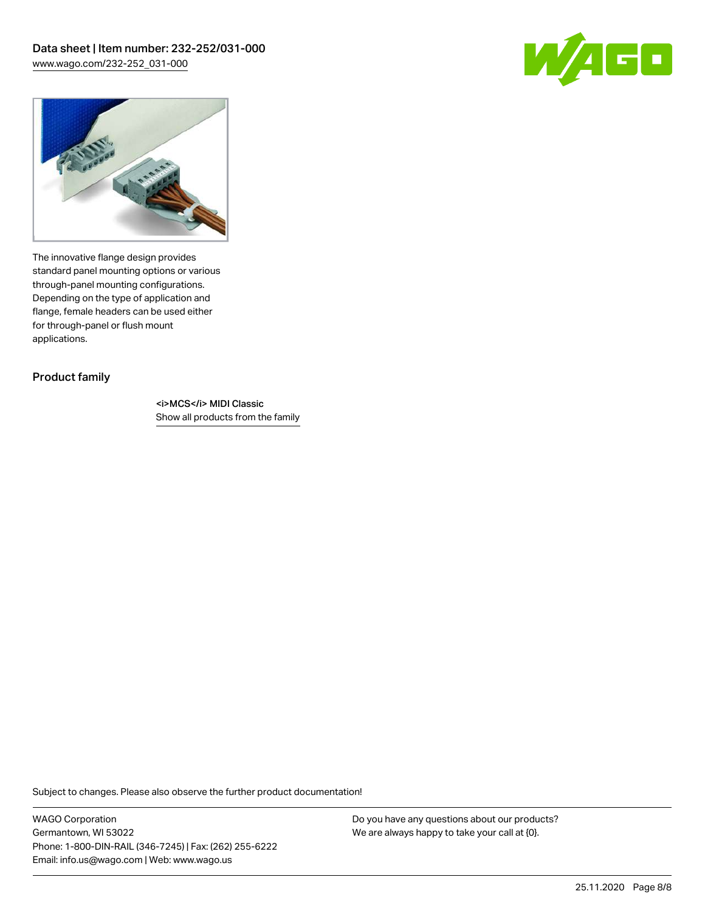The innovative flange design provides standard panel mounting options or various through-panel mounting configurations. Depending on the type of application and flange, female headers can be used either for through-panel or flush mount applications.

## Product family

<i>MCS</i> MIDI Classic
Show all products from the family

Subject to changes. Please also observe the further product documentation!

WAGO Corporation
Germantown, WI 53022
Phone: 1-800-DIN-RAIL (346-7245) | Fax: (262) 255-6222
Email: info.us@wago.com | Web: www.wago.us

Do you have any questions about our products?
We are always happy to take your call at {0}.